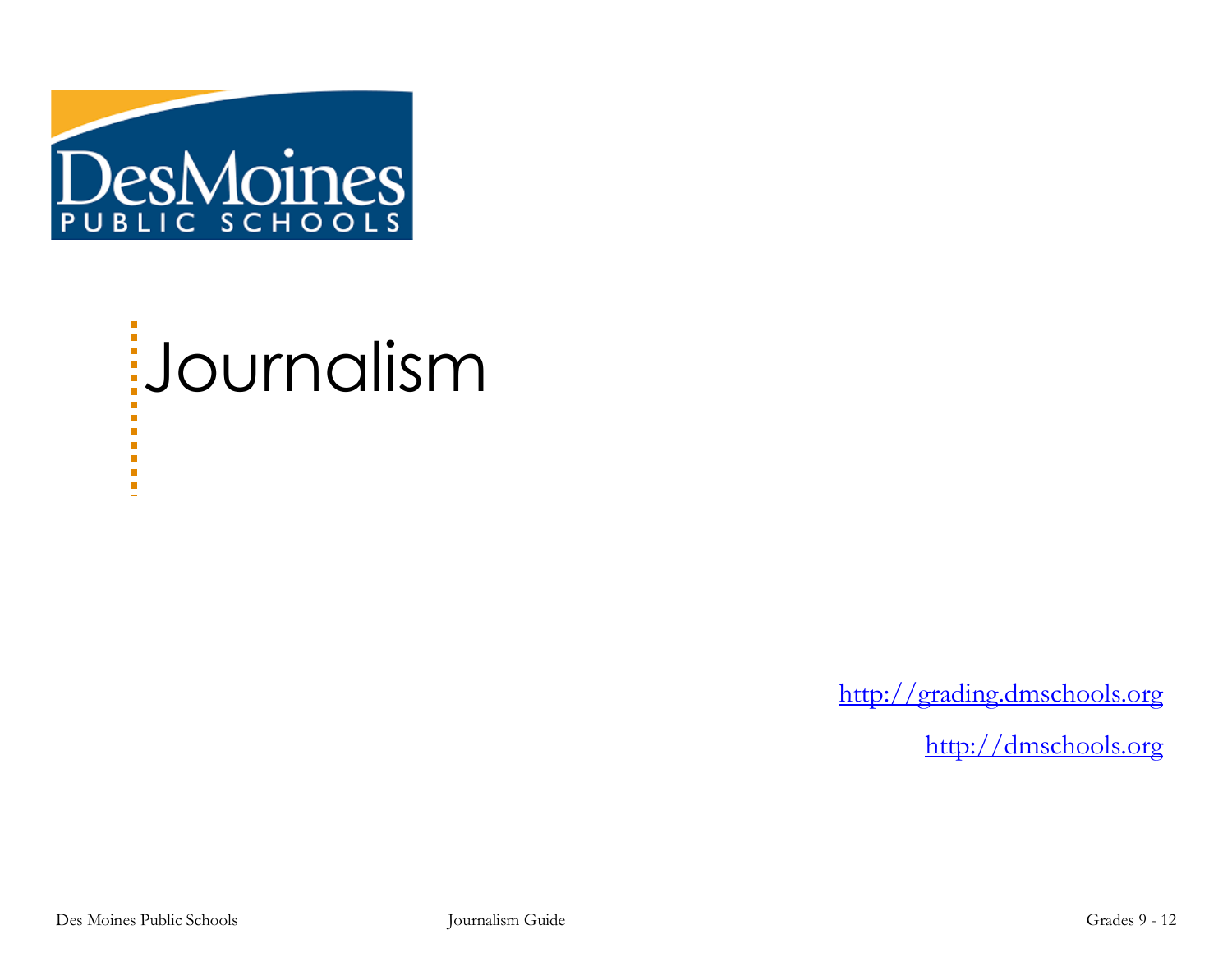DesMoines PUBLIC SCHOOLS

# Journalism

http://grading.dmschools.org

http://dmschools.org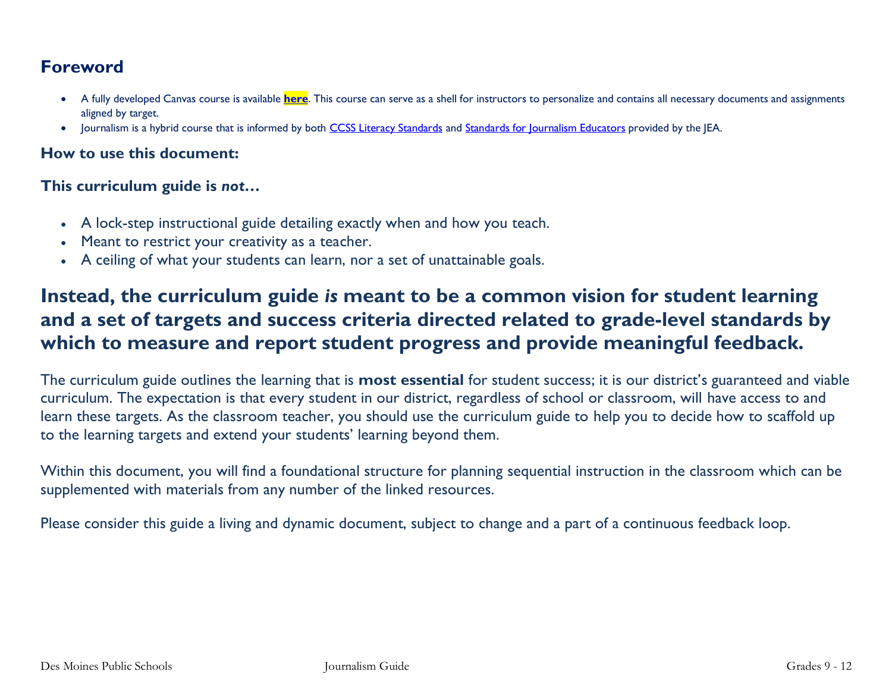## Foreword

- A fully developed Canvas course is available **here**. This course can serve as a shell for instructors to personalize and contains all necessary documents and assignments aligned by target.
- Journalism is a hybrid course that is informed by both CCSS Literacy Standards and Standards for Journalism Educators provided by the JEA.

### How to use this document:

### This curriculum guide is *not*…

- A lock-step instructional guide detailing exactly when and how you teach.
- Meant to restrict your creativity as a teacher.
- A ceiling of what your students can learn, nor a set of unattainable goals.

## Instead, the curriculum guide *is* meant to be a common vision for student learning and a set of targets and success criteria directed related to grade-level standards by which to measure and report student progress and provide meaningful feedback.

The curriculum guide outlines the learning that is **most essential** for student success; it is our district's guaranteed and viable curriculum. The expectation is that every student in our district, regardless of school or classroom, will have access to and learn these targets. As the classroom teacher, you should use the curriculum guide to help you to decide how to scaffold up to the learning targets and extend your students' learning beyond them.

Within this document, you will find a foundational structure for planning sequential instruction in the classroom which can be supplemented with materials from any number of the linked resources.

Please consider this guide a living and dynamic document, subject to change and a part of a continuous feedback loop.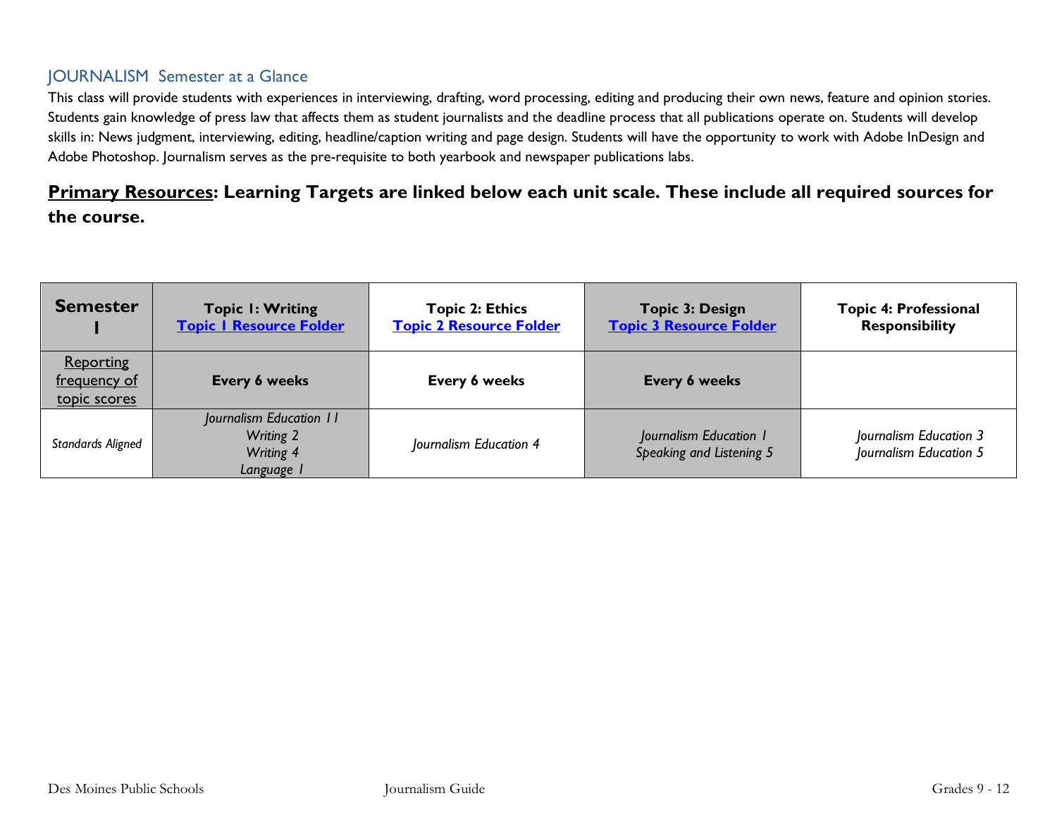## JOURNALISM Semester at a Glance

This class will provide students with experiences in interviewing, drafting, word processing, editing and producing their own news, feature and opinion stories. Students gain knowledge of press law that affects them as student journalists and the deadline process that all publications operate on. Students will develop skills in: News judgment, interviewing, editing, headline/caption writing and page design. Students will have the opportunity to work with Adobe InDesign and Adobe Photoshop. Journalism serves as the pre-requisite to both yearbook and newspaper publications labs.

**Primary Resources: Learning Targets are linked below each unit scale. These include all required sources for the course.**

| **Semester I** | **Topic 1: Writing** **Topic 1 Resource Folder** | **Topic 2: Ethics** **Topic 2 Resource Folder** | **Topic 3: Design** **Topic 3 Resource Folder** | **Topic 4: Professional Responsibility** |
|---|---|---|---|---|
| Reporting frequency of topic scores | **Every 6 weeks** | **Every 6 weeks** | **Every 6 weeks** | |
| *Standards Aligned* | *Journalism Education 11*<br>*Writing 2*<br>*Writing 4*<br>*Language 1* | *Journalism Education 4* | *Journalism Education 1*<br>*Speaking and Listening 5* | *Journalism Education 3*<br>*Journalism Education 5* |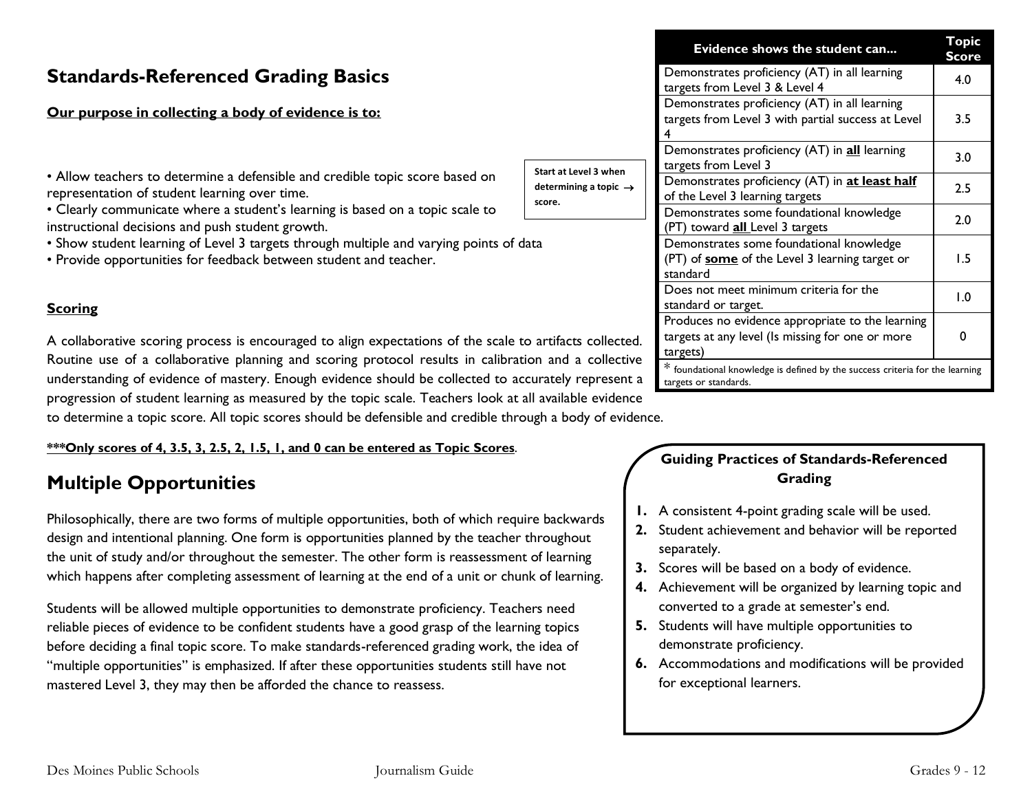## Standards-Referenced Grading Basics

**Our purpose in collecting a body of evidence is to:**

- Allow teachers to determine a defensible and credible topic score based on representation of student learning over time.
- Clearly communicate where a student's learning is based on a topic scale to instructional decisions and push student growth.
- Show student learning of Level 3 targets through multiple and varying points of data
- Provide opportunities for feedback between student and teacher.

**Start at Level 3 when determining a topic → score.**

| Evidence shows the student can... | Topic Score |
|---|---|
| Demonstrates proficiency (AT) in all learning targets from Level 3 & Level 4 | 4.0 |
| Demonstrates proficiency (AT) in all learning targets from Level 3 with partial success at Level 4 | 3.5 |
| Demonstrates proficiency (AT) in **all** learning targets from Level 3 | 3.0 |
| Demonstrates proficiency (AT) in **at least half** of the Level 3 learning targets | 2.5 |
| Demonstrates some foundational knowledge (PT) toward **all** Level 3 targets | 2.0 |
| Demonstrates some foundational knowledge (PT) of **some** of the Level 3 learning target or standard | 1.5 |
| Does not meet minimum criteria for the standard or target. | 1.0 |
| Produces no evidence appropriate to the learning targets at any level (Is missing for one or more targets) | 0 |
| * foundational knowledge is defined by the success criteria for the learning targets or standards. | |

### Scoring

A collaborative scoring process is encouraged to align expectations of the scale to artifacts collected. Routine use of a collaborative planning and scoring protocol results in calibration and a collective understanding of evidence of mastery. Enough evidence should be collected to accurately represent a progression of student learning as measured by the topic scale. Teachers look at all available evidence to determine a topic score. All topic scores should be defensible and credible through a body of evidence.

**\*\*\*Only scores of 4, 3.5, 3, 2.5, 2, 1.5, 1, and 0 can be entered as Topic Scores**.

## Multiple Opportunities

Philosophically, there are two forms of multiple opportunities, both of which require backwards design and intentional planning. One form is opportunities planned by the teacher throughout the unit of study and/or throughout the semester. The other form is reassessment of learning which happens after completing assessment of learning at the end of a unit or chunk of learning.

Students will be allowed multiple opportunities to demonstrate proficiency. Teachers need reliable pieces of evidence to be confident students have a good grasp of the learning topics before deciding a final topic score. To make standards-referenced grading work, the idea of "multiple opportunities" is emphasized. If after these opportunities students still have not mastered Level 3, they may then be afforded the chance to reassess.

### Guiding Practices of Standards-Referenced Grading

1. A consistent 4-point grading scale will be used.
2. Student achievement and behavior will be reported separately.
3. Scores will be based on a body of evidence.
4. Achievement will be organized by learning topic and converted to a grade at semester's end.
5. Students will have multiple opportunities to demonstrate proficiency.
6. Accommodations and modifications will be provided for exceptional learners.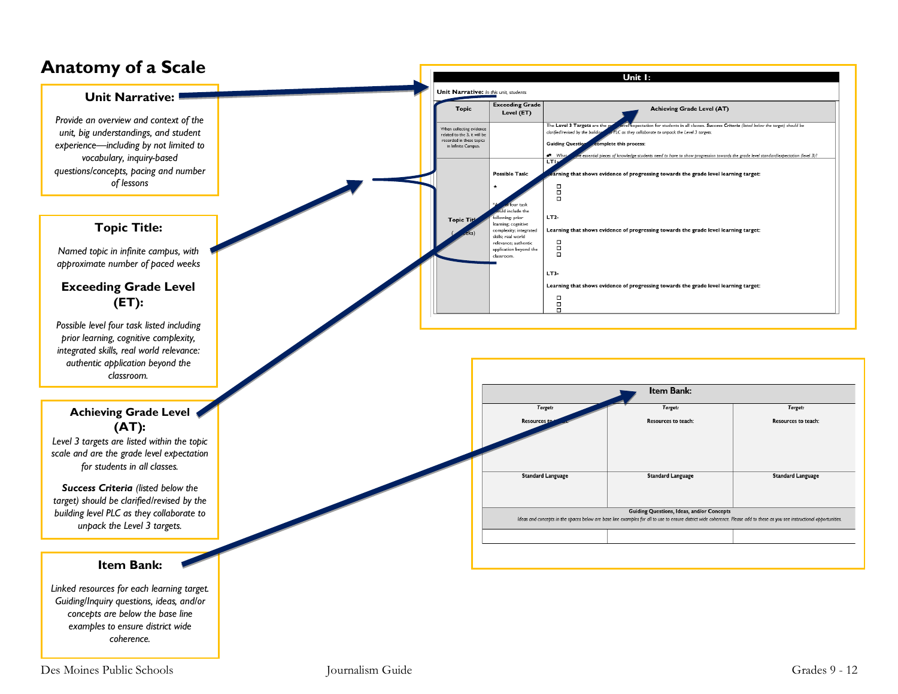# Anatomy of a Scale

### Unit Narrative:

*Provide an overview and context of the unit, big understandings, and student experience—including by not limited to vocabulary, inquiry-based questions/concepts, pacing and number of lessons*

### Topic Title:

*Named topic in infinite campus, with approximate number of paced weeks*

### Exceeding Grade Level (ET):

*Possible level four task listed including prior learning, cognitive complexity, integrated skills, real world relevance: authentic application beyond the classroom.*

### Achieving Grade Level (AT):

*Level 3 targets are listed within the topic scale and are the grade level expectation for students in all classes.*

***Success Criteria*** *(listed below the target) should be clarified/revised by the building level PLC as they collaborate to unpack the Level 3 targets.*

### Item Bank:

*Linked resources for each learning target. Guiding/Inquiry questions, ideas, and/or concepts are below the base line examples to ensure district wide coherence.*

---

| Unit 1: | | |
|---|---|---|
| **Unit Narrative:** *In this unit, students* | | |
| **Topic** | **Exceeding Grade Level (ET)** | **Achieving Grade Level (AT)** |
| When collecting evidence related to the 3, it will be recorded in these topics in Infinite Campus. | | The **Level 3 Targets** are the grade level expectation for students in all classes. ***Success Criteria*** *(listed below the target) should be clarified/revised by the building level PLC as they collaborate to unpack the Level 3 targets.*<br>**Guiding Questions to complete this process:**<br>• *What are the essential pieces of knowledge students need to have to show progression towards the grade level standard/expectation (level 3)?* |
| **Topic Title**<br>(__ weeks) | **Possible Task:**<br>★<br>*A level four task should include the following: prior learning; cognitive complexity; integrated skills; real world relevance; authentic application beyond the classroom. | **LT1-**<br>**Learning that shows evidence of progressing towards the grade level learning target:**<br>☐<br>☐<br>☐<br>**LT2-**<br>**Learning that shows evidence of progressing towards the grade level learning target:**<br>☐<br>☐<br>☐<br>**LT3-**<br>**Learning that shows evidence of progressing towards the grade level learning target:**<br>☐<br>☐<br>☐ |

| Item Bank: | | |
|---|---|---|
| *Target:*<br>**Resources to teach:** | *Target:*<br>**Resources to teach:** | *Target:*<br>**Resources to teach:** |
| **Standard Language** | **Standard Language** | **Standard Language** |
| **Guiding Questions, Ideas, and/or Concepts**<br>*Ideas and concepts in the spaces below are base line examples for all to use to ensure district wide coherence. Please add to these as you see instructional opportunities.* | | |
| | | |

Des Moines Public Schools — Journalism Guide — Grades 9 - 12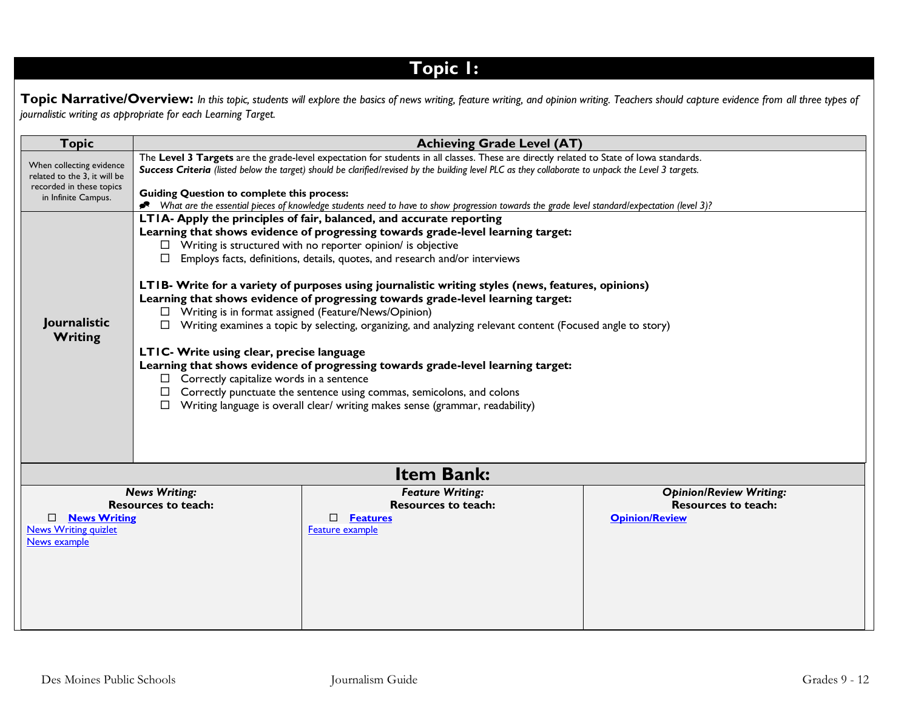# Topic 1:

**Topic Narrative/Overview:** *In this topic, students will explore the basics of news writing, feature writing, and opinion writing. Teachers should capture evidence from all three types of journalistic writing as appropriate for each Learning Target.*

| Topic | Achieving Grade Level (AT) |
|---|---|
| When collecting evidence related to the 3, it will be recorded in these topics in Infinite Campus. | The **Level 3 Targets** are the grade-level expectation for students in all classes. These are directly related to State of Iowa standards.<br>***Success Criteria*** *(listed below the target) should be clarified/revised by the building level PLC as they collaborate to unpack the Level 3 targets.*<br><br>**Guiding Question to complete this process:**<br>*What are the essential pieces of knowledge students need to have to show progression towards the grade level standard/expectation (level 3)?* |
| **Journalistic Writing** | **LT1A- Apply the principles of fair, balanced, and accurate reporting**<br>**Learning that shows evidence of progressing towards grade-level learning target:**<br>☐ Writing is structured with no reporter opinion/ is objective<br>☐ Employs facts, definitions, details, quotes, and research and/or interviews<br><br>**LT1B- Write for a variety of purposes using journalistic writing styles (news, features, opinions)**<br>**Learning that shows evidence of progressing towards grade-level learning target:**<br>☐ Writing is in format assigned (Feature/News/Opinion)<br>☐ Writing examines a topic by selecting, organizing, and analyzing relevant content (Focused angle to story)<br><br>**LT1C- Write using clear, precise language**<br>**Learning that shows evidence of progressing towards grade-level learning target:**<br>☐ Correctly capitalize words in a sentence<br>☐ Correctly punctuate the sentence using commas, semicolons, and colons<br>☐ Writing language is overall clear/ writing makes sense (grammar, readability) |

## Item Bank:

| ***News Writing:***<br>**Resources to teach:** | ***Feature Writing:***<br>**Resources to teach:** | ***Opinion/Review Writing:***<br>**Resources to teach:** |
|---|---|---|
| ☐ **News Writing**<br>News Writing quizlet<br>News example | ☐ **Features**<br>Feature example | **Opinion/Review** |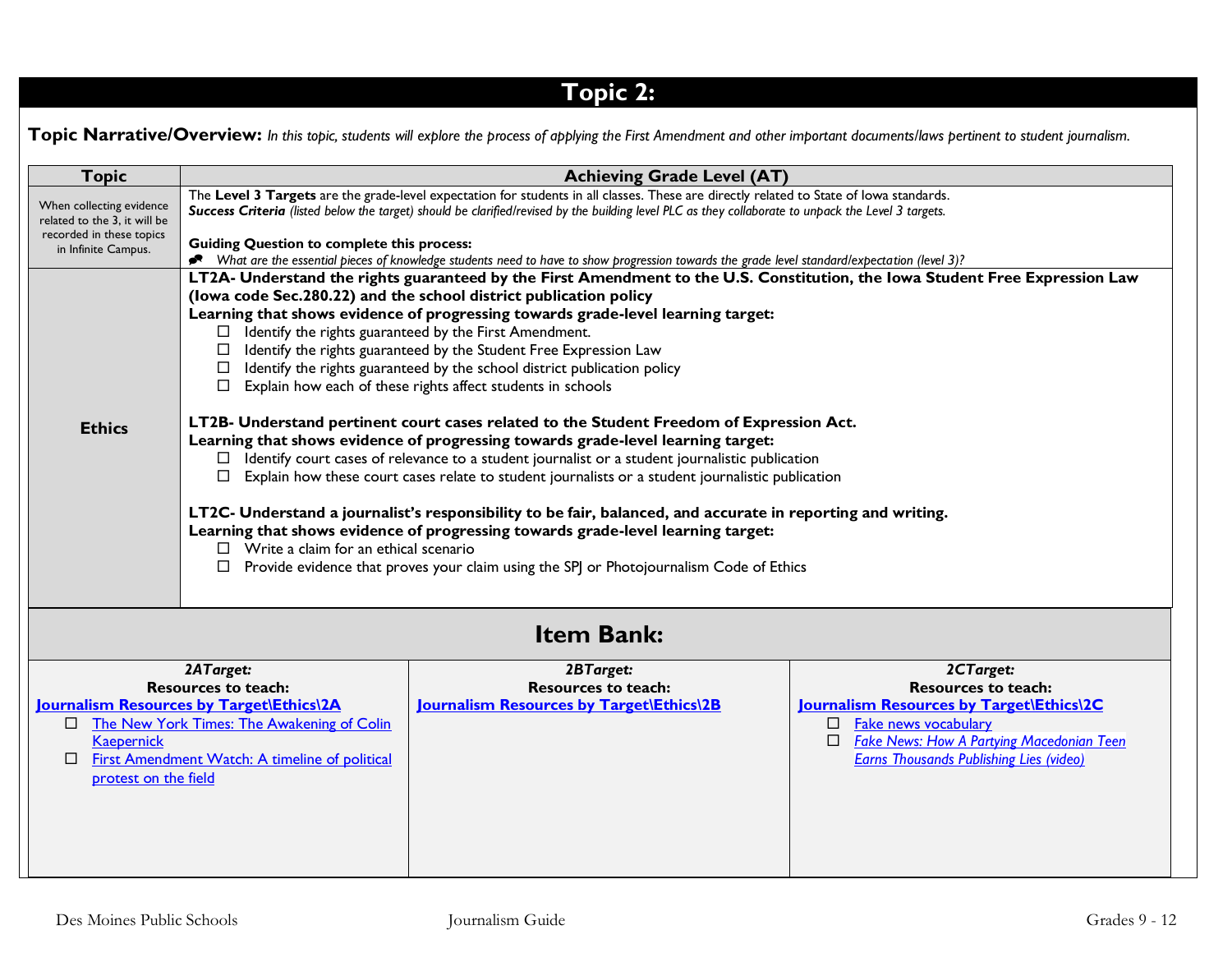# Topic 2:

**Topic Narrative/Overview:** *In this topic, students will explore the process of applying the First Amendment and other important documents/laws pertinent to student journalism.*

| Topic | Achieving Grade Level (AT) |
|---|---|
| When collecting evidence related to the 3, it will be recorded in these topics in Infinite Campus. | The **Level 3 Targets** are the grade-level expectation for students in all classes. These are directly related to State of Iowa standards.<br>***Success Criteria*** *(listed below the target) should be clarified/revised by the building level PLC as they collaborate to unpack the Level 3 targets.*<br><br>**Guiding Question to complete this process:**<br>*What are the essential pieces of knowledge students need to have to show progression towards the grade level standard/expectation (level 3)?* |
| **Ethics** | **LT2A- Understand the rights guaranteed by the First Amendment to the U.S. Constitution, the Iowa Student Free Expression Law (Iowa code Sec.280.22) and the school district publication policy**<br>**Learning that shows evidence of progressing towards grade-level learning target:**<br>☐ Identify the rights guaranteed by the First Amendment.<br>☐ Identify the rights guaranteed by the Student Free Expression Law<br>☐ Identify the rights guaranteed by the school district publication policy<br>☐ Explain how each of these rights affect students in schools<br><br>**LT2B- Understand pertinent court cases related to the Student Freedom of Expression Act.**<br>**Learning that shows evidence of progressing towards grade-level learning target:**<br>☐ Identify court cases of relevance to a student journalist or a student journalistic publication<br>☐ Explain how these court cases relate to student journalists or a student journalistic publication<br><br>**LT2C- Understand a journalist's responsibility to be fair, balanced, and accurate in reporting and writing.**<br>**Learning that shows evidence of progressing towards grade-level learning target:**<br>☐ Write a claim for an ethical scenario<br>☐ Provide evidence that proves your claim using the SPJ or Photojournalism Code of Ethics |

## Item Bank:

| *2ATarget:*<br>**Resources to teach:** | *2BTarget:*<br>**Resources to teach:** | *2CTarget:*<br>**Resources to teach:** |
|---|---|---|
| **Journalism Resources by Target\Ethics\2A**<br>☐ The New York Times: The Awakening of Colin Kaepernick<br>☐ First Amendment Watch: A timeline of political protest on the field | **Journalism Resources by Target\Ethics\2B** | **Journalism Resources by Target\Ethics\2C**<br>☐ Fake news vocabulary<br>☐ *Fake News: How A Partying Macedonian Teen Earns Thousands Publishing Lies (video)* |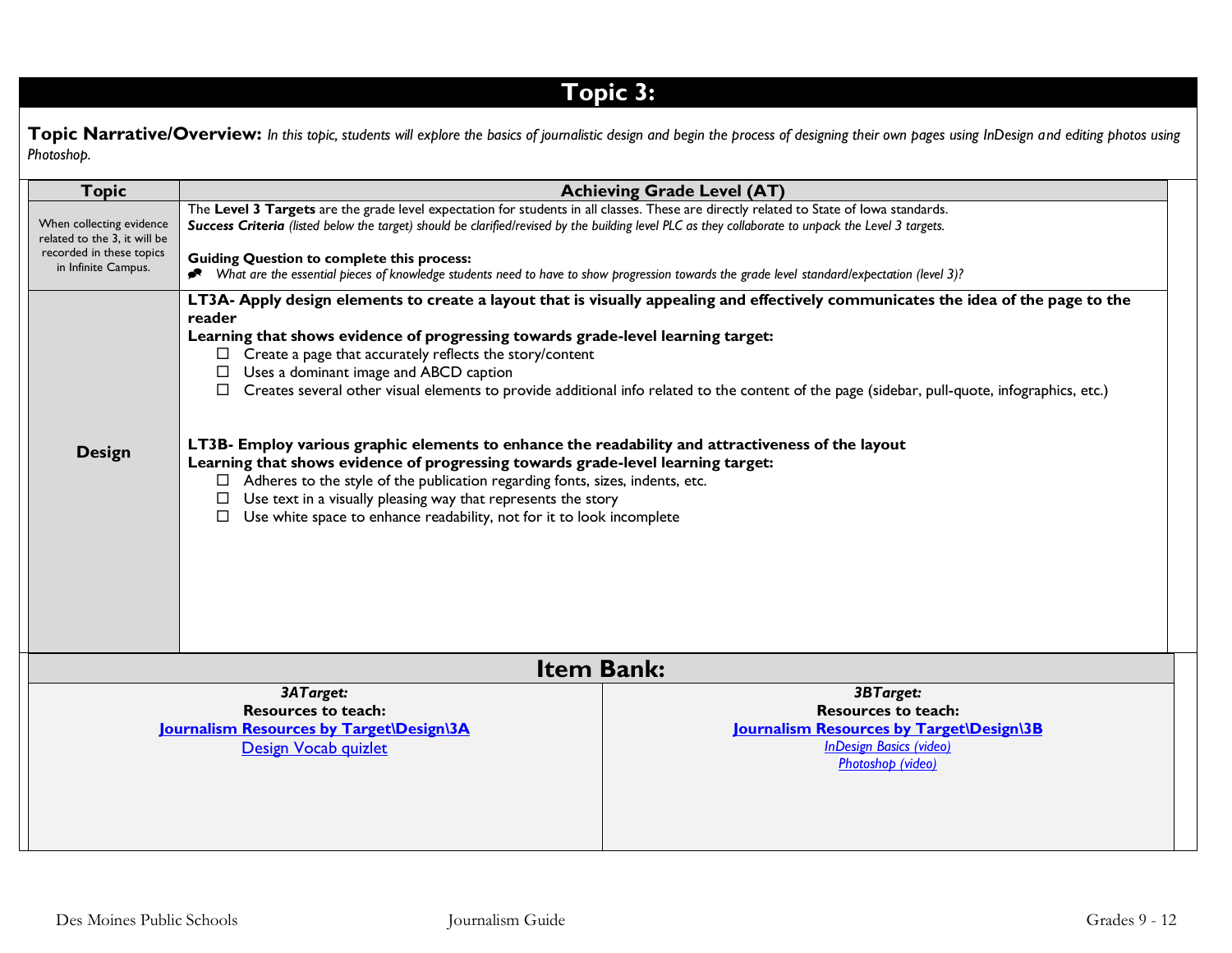# Topic 3:

**Topic Narrative/Overview:** *In this topic, students will explore the basics of journalistic design and begin the process of designing their own pages using InDesign and editing photos using Photoshop.*

| Topic | Achieving Grade Level (AT) |
|---|---|
| When collecting evidence related to the 3, it will be recorded in these topics in Infinite Campus. | The **Level 3 Targets** are the grade level expectation for students in all classes. These are directly related to State of Iowa standards.<br>***Success Criteria*** *(listed below the target) should be clarified/revised by the building level PLC as they collaborate to unpack the Level 3 targets.*<br><br>**Guiding Question to complete this process:**<br>*What are the essential pieces of knowledge students need to have to show progression towards the grade level standard/expectation (level 3)?* |
| **Design** | **LT3A- Apply design elements to create a layout that is visually appealing and effectively communicates the idea of the page to the reader**<br>**Learning that shows evidence of progressing towards grade-level learning target:**<br>☐ Create a page that accurately reflects the story/content<br>☐ Uses a dominant image and ABCD caption<br>☐ Creates several other visual elements to provide additional info related to the content of the page (sidebar, pull-quote, infographics, etc.)<br><br>**LT3B- Employ various graphic elements to enhance the readability and attractiveness of the layout**<br>**Learning that shows evidence of progressing towards grade-level learning target:**<br>☐ Adheres to the style of the publication regarding fonts, sizes, indents, etc.<br>☐ Use text in a visually pleasing way that represents the story<br>☐ Use white space to enhance readability, not for it to look incomplete |

## Item Bank:

| *3ATarget:* | *3BTarget:* |
|---|---|
| **Resources to teach:**<br>**Journalism Resources by Target\Design\3A**<br>Design Vocab quizlet | **Resources to teach:**<br>**Journalism Resources by Target\Design\3B**<br>*InDesign Basics (video)*<br>*Photoshop (video)* |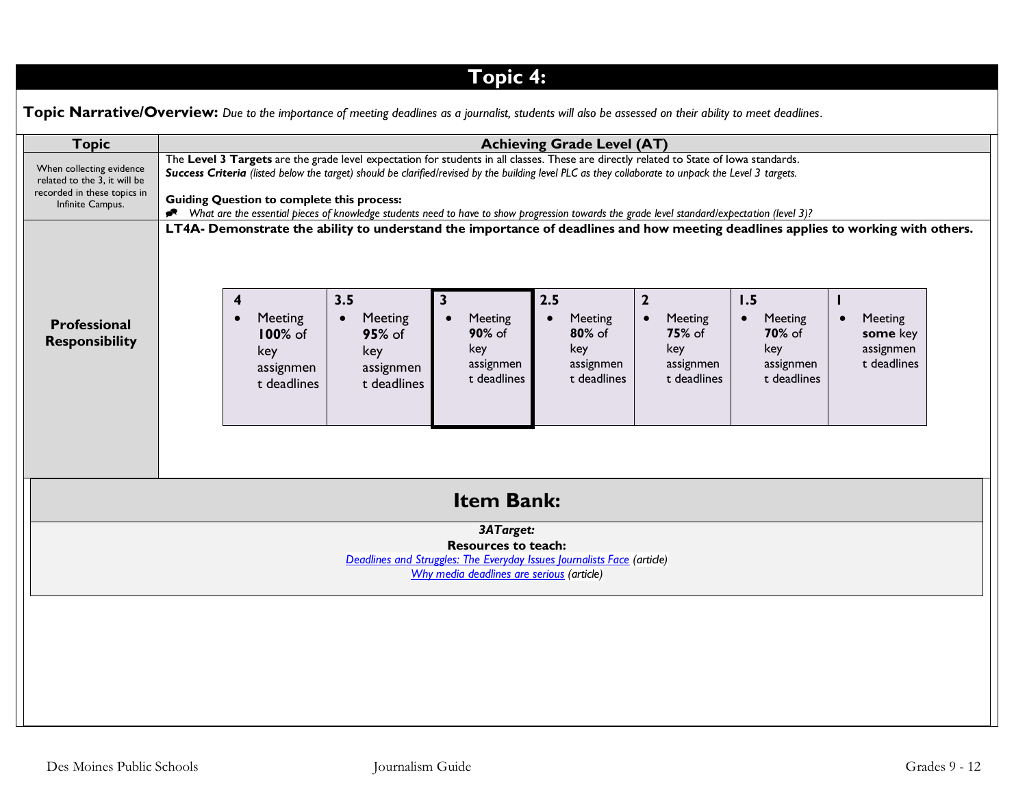# Topic 4:

**Topic Narrative/Overview:** *Due to the importance of meeting deadlines as a journalist, students will also be assessed on their ability to meet deadlines.*

| Topic | Achieving Grade Level (AT) |
|---|---|
| When collecting evidence related to the 3, it will be recorded in these topics in Infinite Campus. | The **Level 3 Targets** are the grade level expectation for students in all classes. These are directly related to State of Iowa standards.<br>***Success Criteria*** *(listed below the target) should be clarified/revised by the building level PLC as they collaborate to unpack the Level 3 targets.*<br><br>**Guiding Question to complete this process:**<br>*What are the essential pieces of knowledge students need to have to show progression towards the grade level standard/expectation (level 3)?* |
| **Professional Responsibility** | **LT4A- Demonstrate the ability to understand the importance of deadlines and how meeting deadlines applies to working with others.** |

| 4 | 3.5 | 3 | 2.5 | 2 | 1.5 | 1 |
|---|---|---|---|---|---|---|
| Meeting **100%** of key assignment deadlines | Meeting **95%** of key assignment deadlines | Meeting **90%** of key assignment deadlines | Meeting **80%** of key assignment deadlines | Meeting **75%** of key assignment deadlines | Meeting **70%** of key assignment deadlines | Meeting **some** key assignment deadlines |

## Item Bank:

***3ATarget:***

**Resources to teach:**

*Deadlines and Struggles: The Everyday Issues Journalists Face (article)*

*Why media deadlines are serious (article)*